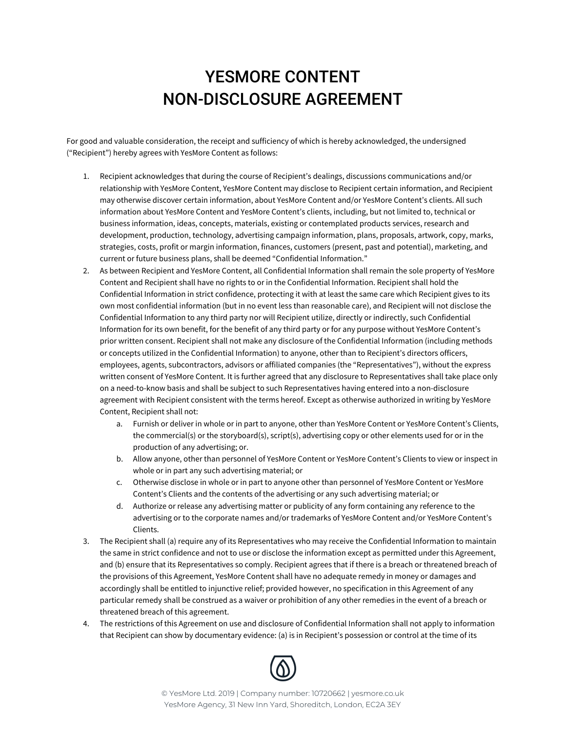# YESMORE CONTENT
# NON-DISCLOSURE AGREEMENT

For good and valuable consideration, the receipt and sufficiency of which is hereby acknowledged, the undersigned ("Recipient") hereby agrees with YesMore Content as follows:

1. Recipient acknowledges that during the course of Recipient's dealings, discussions communications and/or relationship with YesMore Content, YesMore Content may disclose to Recipient certain information, and Recipient may otherwise discover certain information, about YesMore Content and/or YesMore Content's clients. All such information about YesMore Content and YesMore Content's clients, including, but not limited to, technical or business information, ideas, concepts, materials, existing or contemplated products services, research and development, production, technology, advertising campaign information, plans, proposals, artwork, copy, marks, strategies, costs, profit or margin information, finances, customers (present, past and potential), marketing, and current or future business plans, shall be deemed "Confidential Information."
2. As between Recipient and YesMore Content, all Confidential Information shall remain the sole property of YesMore Content and Recipient shall have no rights to or in the Confidential Information. Recipient shall hold the Confidential Information in strict confidence, protecting it with at least the same care which Recipient gives to its own most confidential information (but in no event less than reasonable care), and Recipient will not disclose the Confidential Information to any third party nor will Recipient utilize, directly or indirectly, such Confidential Information for its own benefit, for the benefit of any third party or for any purpose without YesMore Content's prior written consent. Recipient shall not make any disclosure of the Confidential Information (including methods or concepts utilized in the Confidential Information) to anyone, other than to Recipient's directors officers, employees, agents, subcontractors, advisors or affiliated companies (the "Representatives"), without the express written consent of YesMore Content. It is further agreed that any disclosure to Representatives shall take place only on a need-to-know basis and shall be subject to such Representatives having entered into a non-disclosure agreement with Recipient consistent with the terms hereof. Except as otherwise authorized in writing by YesMore Content, Recipient shall not:
   a. Furnish or deliver in whole or in part to anyone, other than YesMore Content or YesMore Content's Clients, the commercial(s) or the storyboard(s), script(s), advertising copy or other elements used for or in the production of any advertising; or.
   b. Allow anyone, other than personnel of YesMore Content or YesMore Content's Clients to view or inspect in whole or in part any such advertising material; or
   c. Otherwise disclose in whole or in part to anyone other than personnel of YesMore Content or YesMore Content's Clients and the contents of the advertising or any such advertising material; or
   d. Authorize or release any advertising matter or publicity of any form containing any reference to the advertising or to the corporate names and/or trademarks of YesMore Content and/or YesMore Content's Clients.
3. The Recipient shall (a) require any of its Representatives who may receive the Confidential Information to maintain the same in strict confidence and not to use or disclose the information except as permitted under this Agreement, and (b) ensure that its Representatives so comply. Recipient agrees that if there is a breach or threatened breach of the provisions of this Agreement, YesMore Content shall have no adequate remedy in money or damages and accordingly shall be entitled to injunctive relief; provided however, no specification in this Agreement of any particular remedy shall be construed as a waiver or prohibition of any other remedies in the event of a breach or threatened breach of this agreement.
4. The restrictions of this Agreement on use and disclosure of Confidential Information shall not apply to information that Recipient can show by documentary evidence: (a) is in Recipient's possession or control at the time of its

© YesMore Ltd. 2019 | Company number: 10720662 | yesmore.co.uk
YesMore Agency, 31 New Inn Yard, Shoreditch, London, EC2A 3EY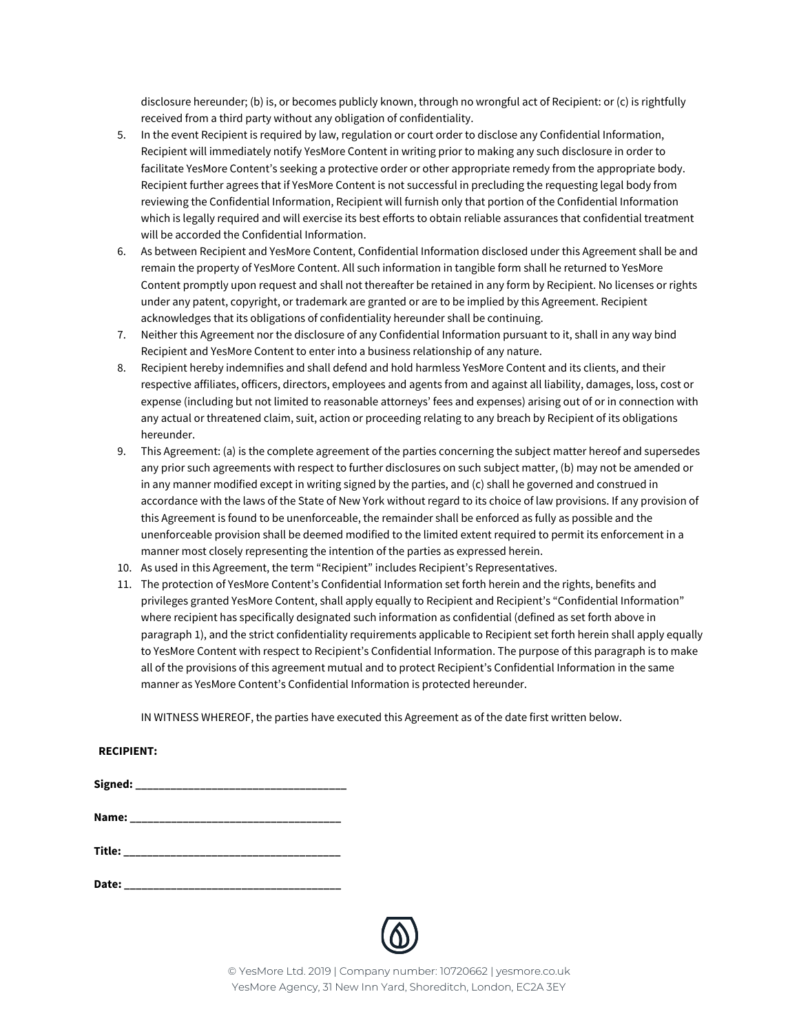disclosure hereunder; (b) is, or becomes publicly known, through no wrongful act of Recipient: or (c) is rightfully received from a third party without any obligation of confidentiality.

5. In the event Recipient is required by law, regulation or court order to disclose any Confidential Information, Recipient will immediately notify YesMore Content in writing prior to making any such disclosure in order to facilitate YesMore Content's seeking a protective order or other appropriate remedy from the appropriate body. Recipient further agrees that if YesMore Content is not successful in precluding the requesting legal body from reviewing the Confidential Information, Recipient will furnish only that portion of the Confidential Information which is legally required and will exercise its best efforts to obtain reliable assurances that confidential treatment will be accorded the Confidential Information.
6. As between Recipient and YesMore Content, Confidential Information disclosed under this Agreement shall be and remain the property of YesMore Content. All such information in tangible form shall he returned to YesMore Content promptly upon request and shall not thereafter be retained in any form by Recipient. No licenses or rights under any patent, copyright, or trademark are granted or are to be implied by this Agreement. Recipient acknowledges that its obligations of confidentiality hereunder shall be continuing.
7. Neither this Agreement nor the disclosure of any Confidential Information pursuant to it, shall in any way bind Recipient and YesMore Content to enter into a business relationship of any nature.
8. Recipient hereby indemnifies and shall defend and hold harmless YesMore Content and its clients, and their respective affiliates, officers, directors, employees and agents from and against all liability, damages, loss, cost or expense (including but not limited to reasonable attorneys' fees and expenses) arising out of or in connection with any actual or threatened claim, suit, action or proceeding relating to any breach by Recipient of its obligations hereunder.
9. This Agreement: (a) is the complete agreement of the parties concerning the subject matter hereof and supersedes any prior such agreements with respect to further disclosures on such subject matter, (b) may not be amended or in any manner modified except in writing signed by the parties, and (c) shall he governed and construed in accordance with the laws of the State of New York without regard to its choice of law provisions. If any provision of this Agreement is found to be unenforceable, the remainder shall be enforced as fully as possible and the unenforceable provision shall be deemed modified to the limited extent required to permit its enforcement in a manner most closely representing the intention of the parties as expressed herein.
10. As used in this Agreement, the term "Recipient" includes Recipient's Representatives.
11. The protection of YesMore Content's Confidential Information set forth herein and the rights, benefits and privileges granted YesMore Content, shall apply equally to Recipient and Recipient's "Confidential Information" where recipient has specifically designated such information as confidential (defined as set forth above in paragraph 1), and the strict confidentiality requirements applicable to Recipient set forth herein shall apply equally to YesMore Content with respect to Recipient's Confidential Information. The purpose of this paragraph is to make all of the provisions of this agreement mutual and to protect Recipient's Confidential Information in the same manner as YesMore Content's Confidential Information is protected hereunder.

IN WITNESS WHEREOF, the parties have executed this Agreement as of the date first written below.

**RECIPIENT:**

**Signed:** ___________________________________

**Name:** ___________________________________

**Title:** ___________________________________

**Date:** ___________________________________

© YesMore Ltd. 2019 | Company number: 10720662 | yesmore.co.uk
YesMore Agency, 31 New Inn Yard, Shoreditch, London, EC2A 3EY